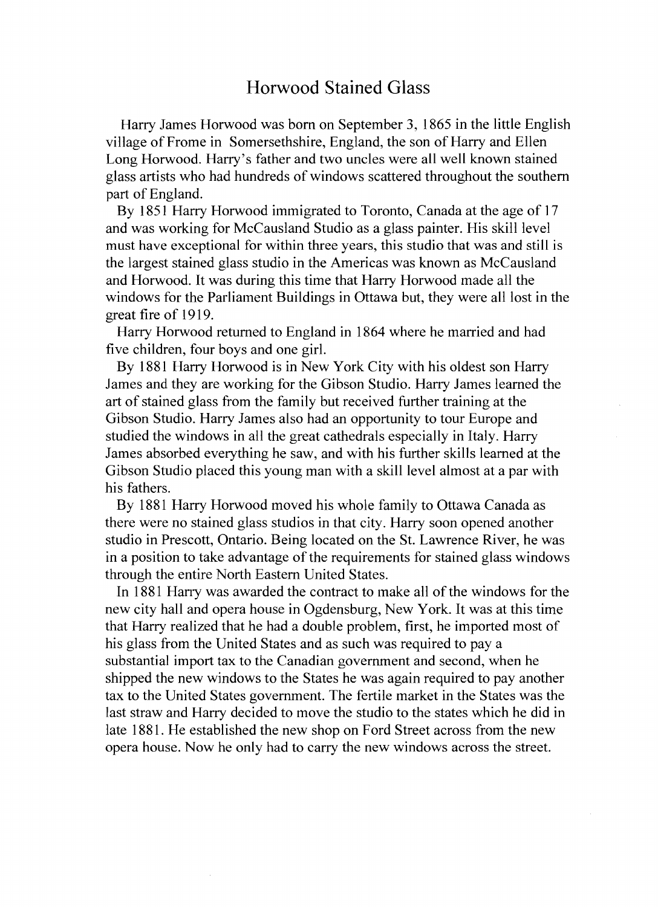# Horwood Stained Glass

Harry James Horwood was born on September 3, 1865 in the little English village of Frome in Somersethshire, England, the son of Harry and Ellen Long Horwood. Harry's father and two uncles were all well known stained glass artists who had hundreds of windows scattered throughout the southern part of England.

By 1851 Harry Horwood immigrated to Toronto, Canada at the age of 17 and was working for McCausland Studio as a glass painter. His skill level must have exceptional for within three years, this studio that was and still is the largest stained glass studio in the Americas was known as McCausland and Horwood. It was during this time that Harry Horwood made all the windows for the Parliament Buildings in Ottawa but, they were all lost in the great fire of 1919.

Harry Horwood returned to England in 1864 where he married and had five children, four boys and one girl.

By 1881 Harry Horwood is in New York City with his oldest son Harry James and they are working for the Gibson Studio. Harry James learned the art of stained glass from the family but received further training at the Gibson Studio. Harry James also had an opportunity to tour Europe and studied the windows in all the great cathedrals especially in Italy. Harry James absorbed everything he saw, and with his further skills learned at the Gibson Studio placed this young man with a skill level almost at a par with his fathers.

By 1881 Harry Horwood moved his whole family to Ottawa Canada as there were no stained glass studios in that city. Harry soon opened another studio in Prescott, Ontario. Being located on the St. Lawrence River, he was in a position to take advantage of the requirements for stained glass windows through the entire North Eastern United States.

In 1881 Harry was awarded the contract to make all of the windows for the new city hall and opera house in Ogdensburg, New York. It was at this time that Harry realized that he had a double problem, first, he imported most of his glass from the United States and as such was required to pay a substantial import tax to the Canadian government and second, when he shipped the new windows to the States he was again required to pay another tax to the United States government. The fertile market in the States was the last straw and Harry decided to move the studio to the states which he did in late 1881. He established the new shop on Ford Street across from the new opera house. Now he only had to carry the new windows across the street.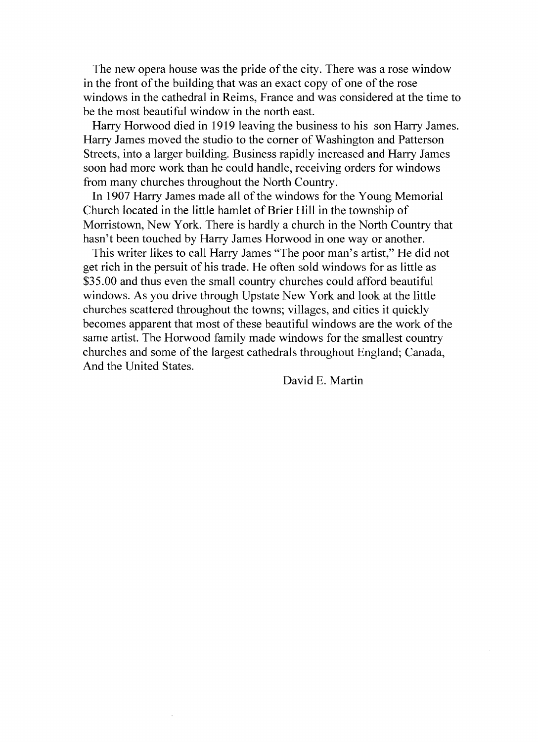The new opera house was the pride of the city. There was a rose window in the front of the building that was an exact copy of one of the rose windows in the cathedral in Reims, France and was considered at the time to be the most beautiful window in the north east.

Harry Horwood died in 1919 leaving the business to his son Harry James. Harry James moved the studio to the corner of Washington and Patterson Streets, into a larger building. Business rapidly increased and Harry James soon had more work than he could handle, receiving orders for windows from many churches throughout the North Country.

In 1907 Harry James made all of the windows for the Young Memorial Church located in the little hamlet of Brier Hill in the township of Morristown, New York. There is hardly a church in the North Country that hasn't been touched by Harry James Horwood in one way or another.

This writer likes to call Harry James "The poor man's artist," He did not get rich in the persuit of his trade. He often sold windows for as little as $35.00 and thus even the small country churches could afford beautiful windows. As you drive through Upstate New York and look at the little churches scattered throughout the towns; villages, and cities it quickly becomes apparent that most of these beautiful windows are the work of the same artist. The Horwood family made windows for the smallest country churches and some of the largest cathedrals throughout England; Canada, And the United States.

David E. Martin